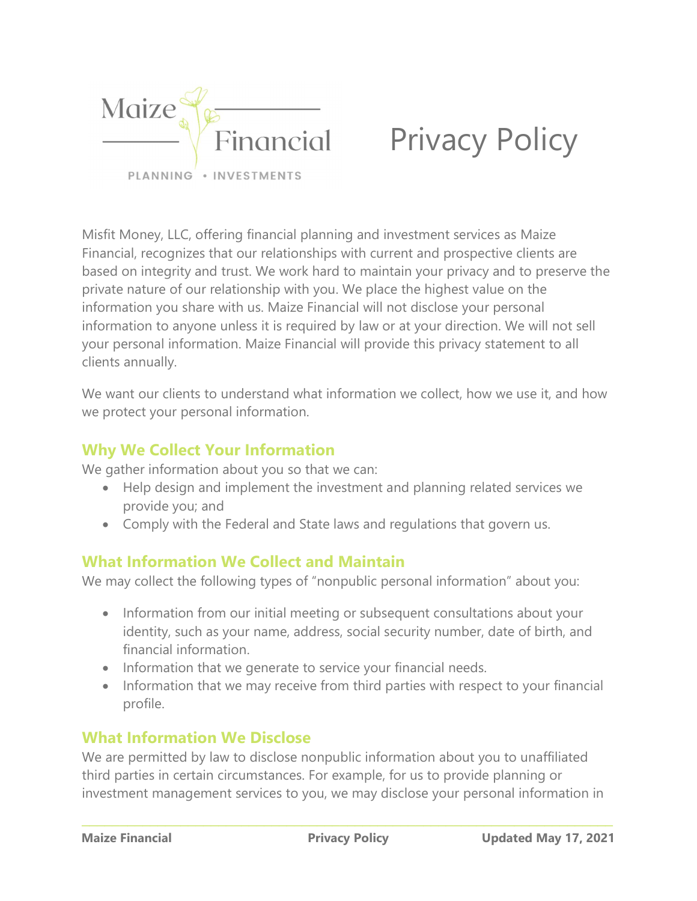Maize Financial

PLANNING • INVESTMENTS

# Privacy Policy

Misfit Money, LLC, offering financial planning and investment services as Maize Financial, recognizes that our relationships with current and prospective clients are based on integrity and trust. We work hard to maintain your privacy and to preserve the private nature of our relationship with you. We place the highest value on the information you share with us. Maize Financial will not disclose your personal information to anyone unless it is required by law or at your direction. We will not sell your personal information. Maize Financial will provide this privacy statement to all clients annually.

We want our clients to understand what information we collect, how we use it, and how we protect your personal information.

## Why We Collect Your Information

We gather information about you so that we can:

- Help design and implement the investment and planning related services we provide you; and
- Comply with the Federal and State laws and regulations that govern us.

## What Information We Collect and Maintain

We may collect the following types of "nonpublic personal information" about you:

- Information from our initial meeting or subsequent consultations about your identity, such as your name, address, social security number, date of birth, and financial information.
- Information that we generate to service your financial needs.
- Information that we may receive from third parties with respect to your financial profile.

## What Information We Disclose

We are permitted by law to disclose nonpublic information about you to unaffiliated third parties in certain circumstances. For example, for us to provide planning or investment management services to you, we may disclose your personal information in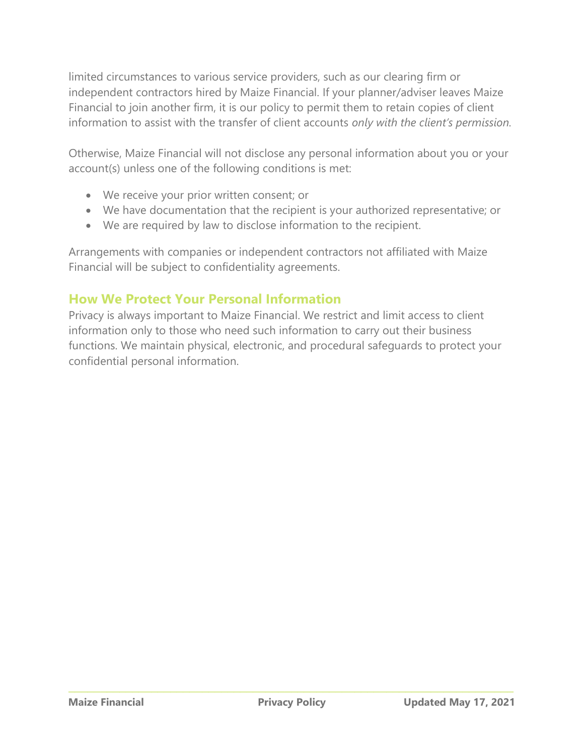limited circumstances to various service providers, such as our clearing firm or independent contractors hired by Maize Financial. If your planner/adviser leaves Maize Financial to join another firm, it is our policy to permit them to retain copies of client information to assist with the transfer of client accounts *only with the client's permission.*

Otherwise, Maize Financial will not disclose any personal information about you or your account(s) unless one of the following conditions is met:

- We receive your prior written consent; or
- We have documentation that the recipient is your authorized representative; or
- We are required by law to disclose information to the recipient.

Arrangements with companies or independent contractors not affiliated with Maize Financial will be subject to confidentiality agreements.

## How We Protect Your Personal Information

Privacy is always important to Maize Financial. We restrict and limit access to client information only to those who need such information to carry out their business functions. We maintain physical, electronic, and procedural safeguards to protect your confidential personal information.